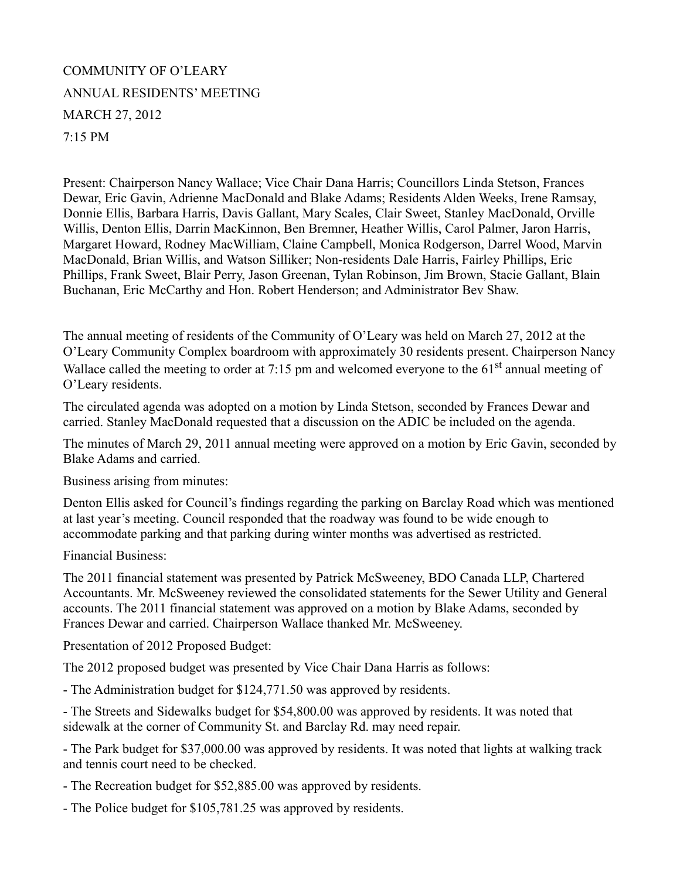COMMUNITY OF O'LEARY

ANNUAL RESIDENTS' MEETING

MARCH 27, 2012

7:15 PM

Present: Chairperson Nancy Wallace; Vice Chair Dana Harris; Councillors Linda Stetson, Frances Dewar, Eric Gavin, Adrienne MacDonald and Blake Adams; Residents Alden Weeks, Irene Ramsay, Donnie Ellis, Barbara Harris, Davis Gallant, Mary Scales, Clair Sweet, Stanley MacDonald, Orville Willis, Denton Ellis, Darrin MacKinnon, Ben Bremner, Heather Willis, Carol Palmer, Jaron Harris, Margaret Howard, Rodney MacWilliam, Claine Campbell, Monica Rodgerson, Darrel Wood, Marvin MacDonald, Brian Willis, and Watson Silliker; Non-residents Dale Harris, Fairley Phillips, Eric Phillips, Frank Sweet, Blair Perry, Jason Greenan, Tylan Robinson, Jim Brown, Stacie Gallant, Blain Buchanan, Eric McCarthy and Hon. Robert Henderson; and Administrator Bev Shaw.

The annual meeting of residents of the Community of O'Leary was held on March 27, 2012 at the O'Leary Community Complex boardroom with approximately 30 residents present. Chairperson Nancy Wallace called the meeting to order at 7:15 pm and welcomed everyone to the 61st annual meeting of O'Leary residents.

The circulated agenda was adopted on a motion by Linda Stetson, seconded by Frances Dewar and carried. Stanley MacDonald requested that a discussion on the ADIC be included on the agenda.

The minutes of March 29, 2011 annual meeting were approved on a motion by Eric Gavin, seconded by Blake Adams and carried.

Business arising from minutes:

Denton Ellis asked for Council's findings regarding the parking on Barclay Road which was mentioned at last year's meeting. Council responded that the roadway was found to be wide enough to accommodate parking and that parking during winter months was advertised as restricted.

Financial Business:

The 2011 financial statement was presented by Patrick McSweeney, BDO Canada LLP, Chartered Accountants. Mr. McSweeney reviewed the consolidated statements for the Sewer Utility and General accounts. The 2011 financial statement was approved on a motion by Blake Adams, seconded by Frances Dewar and carried. Chairperson Wallace thanked Mr. McSweeney.

Presentation of 2012 Proposed Budget:

The 2012 proposed budget was presented by Vice Chair Dana Harris as follows:

- The Administration budget for $124,771.50 was approved by residents.

- The Streets and Sidewalks budget for $54,800.00 was approved by residents. It was noted that sidewalk at the corner of Community St. and Barclay Rd. may need repair.

- The Park budget for $37,000.00 was approved by residents. It was noted that lights at walking track and tennis court need to be checked.

- The Recreation budget for $52,885.00 was approved by residents.

- The Police budget for $105,781.25 was approved by residents.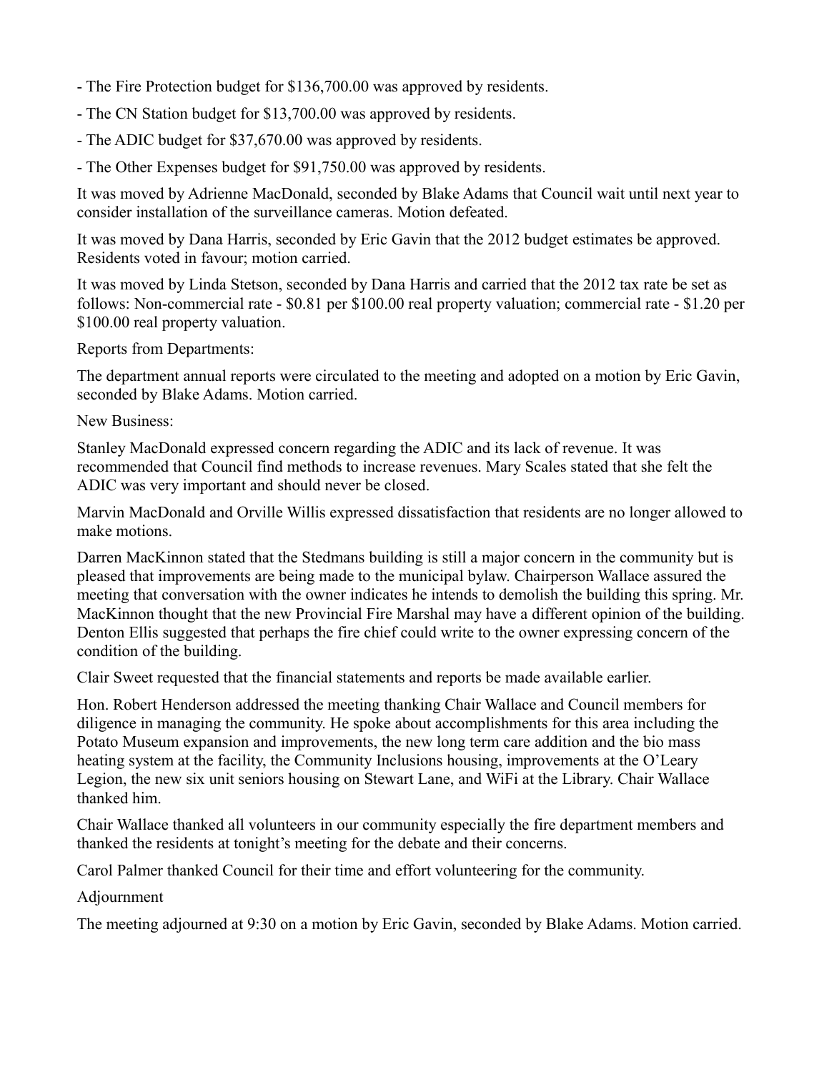- The Fire Protection budget for $136,700.00 was approved by residents.

- The CN Station budget for $13,700.00 was approved by residents.

- The ADIC budget for $37,670.00 was approved by residents.

- The Other Expenses budget for $91,750.00 was approved by residents.

It was moved by Adrienne MacDonald, seconded by Blake Adams that Council wait until next year to consider installation of the surveillance cameras. Motion defeated.

It was moved by Dana Harris, seconded by Eric Gavin that the 2012 budget estimates be approved. Residents voted in favour; motion carried.

It was moved by Linda Stetson, seconded by Dana Harris and carried that the 2012 tax rate be set as follows: Non-commercial rate - $0.81 per $100.00 real property valuation; commercial rate - $1.20 per $100.00 real property valuation.

Reports from Departments:

The department annual reports were circulated to the meeting and adopted on a motion by Eric Gavin, seconded by Blake Adams. Motion carried.

New Business:

Stanley MacDonald expressed concern regarding the ADIC and its lack of revenue. It was recommended that Council find methods to increase revenues. Mary Scales stated that she felt the ADIC was very important and should never be closed.

Marvin MacDonald and Orville Willis expressed dissatisfaction that residents are no longer allowed to make motions.

Darren MacKinnon stated that the Stedmans building is still a major concern in the community but is pleased that improvements are being made to the municipal bylaw. Chairperson Wallace assured the meeting that conversation with the owner indicates he intends to demolish the building this spring. Mr. MacKinnon thought that the new Provincial Fire Marshal may have a different opinion of the building. Denton Ellis suggested that perhaps the fire chief could write to the owner expressing concern of the condition of the building.

Clair Sweet requested that the financial statements and reports be made available earlier.

Hon. Robert Henderson addressed the meeting thanking Chair Wallace and Council members for diligence in managing the community. He spoke about accomplishments for this area including the Potato Museum expansion and improvements, the new long term care addition and the bio mass heating system at the facility, the Community Inclusions housing, improvements at the O'Leary Legion, the new six unit seniors housing on Stewart Lane, and WiFi at the Library. Chair Wallace thanked him.

Chair Wallace thanked all volunteers in our community especially the fire department members and thanked the residents at tonight's meeting for the debate and their concerns.

Carol Palmer thanked Council for their time and effort volunteering for the community.

Adjournment

The meeting adjourned at 9:30 on a motion by Eric Gavin, seconded by Blake Adams. Motion carried.